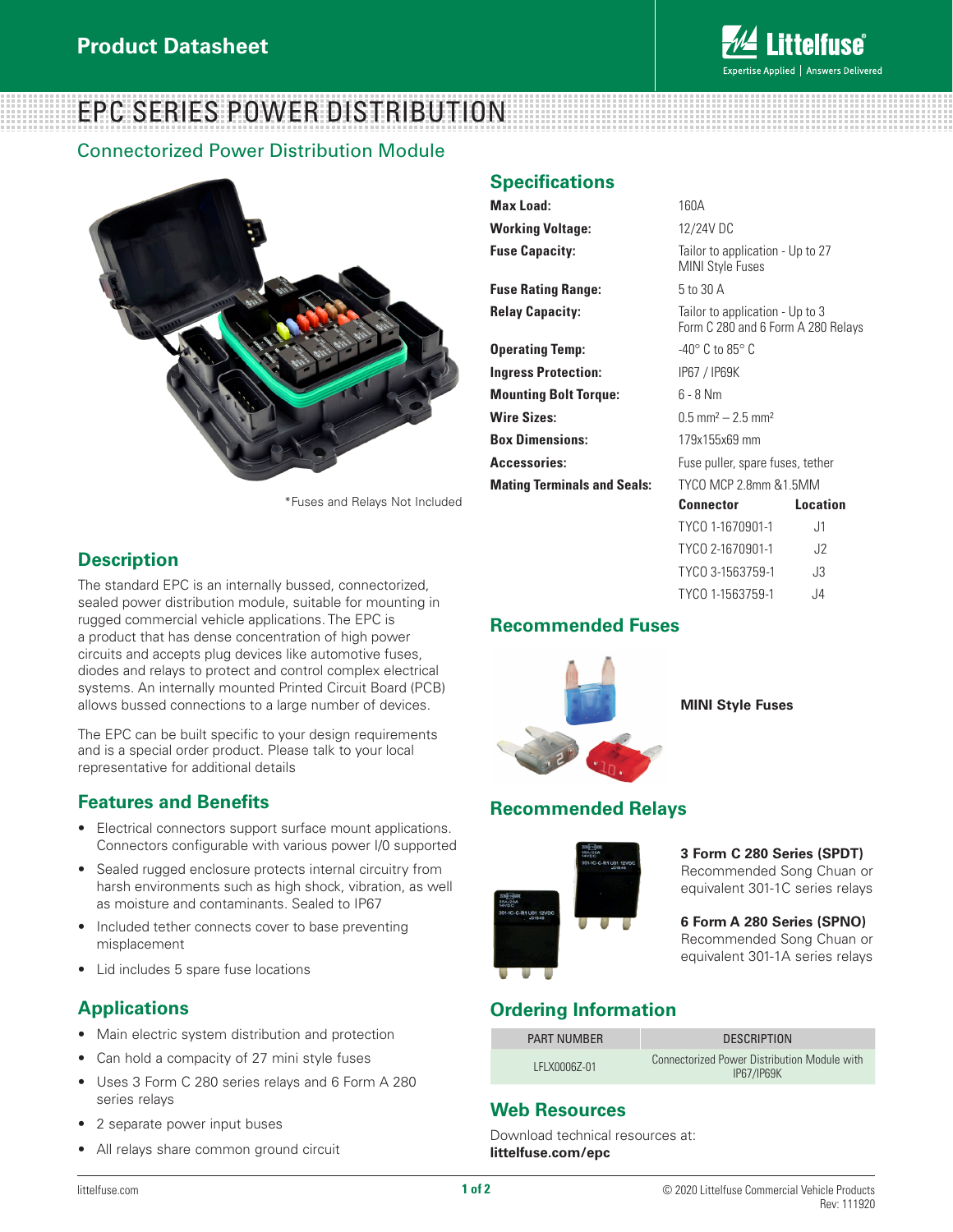Product Datasheet

# EPC SERIES POWER DISTRIBUTION

## Connectorized Power Distribution Module

*Fuses and Relays Not Included

## Description

The standard EPC is an internally bussed, connectorized, sealed power distribution module, suitable for mounting in rugged commercial vehicle applications. The EPC is a product that has dense concentration of high power circuits and accepts plug devices like automotive fuses, diodes and relays to protect and control complex electrical systems. An internally mounted Printed Circuit Board (PCB) allows bussed connections to a large number of devices.

The EPC can be built specific to your design requirements and is a special order product. Please talk to your local representative for additional details

## Features and Benefits

- Electrical connectors support surface mount applications. Connectors configurable with various power I/0 supported
- Sealed rugged enclosure protects internal circuitry from harsh environments such as high shock, vibration, as well as moisture and contaminants. Sealed to IP67
- Included tether connects cover to base preventing misplacement
- Lid includes 5 spare fuse locations

## Applications

- Main electric system distribution and protection
- Can hold a compacity of 27 mini style fuses
- Uses 3 Form C 280 series relays and 6 Form A 280 series relays
- 2 separate power input buses
- All relays share common ground circuit

## Specifications

| | |
|---|---|
| **Max Load:** | 160A |
| **Working Voltage:** | 12/24V DC |
| **Fuse Capacity:** | Tailor to application - Up to 27 MINI Style Fuses |
| **Fuse Rating Range:** | 5 to 30 A |
| **Relay Capacity:** | Tailor to application - Up to 3 Form C 280 and 6 Form A 280 Relays |
| **Operating Temp:** | -40° C to 85° C |
| **Ingress Protection:** | IP67 / IP69K |
| **Mounting Bolt Torque:** | 6 - 8 Nm |
| **Wire Sizes:** | 0.5 mm² – 2.5 mm² |
| **Box Dimensions:** | 179x155x69 mm |
| **Accessories:** | Fuse puller, spare fuses, tether |
| **Mating Terminals and Seals:** | TYCO MCP 2.8mm &1.5MM |

| Connector | Location |
|---|---|
| TYCO 1-1670901-1 | J1 |
| TYCO 2-1670901-1 | J2 |
| TYCO 3-1563759-1 | J3 |
| TYCO 1-1563759-1 | J4 |

## Recommended Fuses

**MINI Style Fuses**

## Recommended Relays

**3 Form C 280 Series (SPDT)**
Recommended Song Chuan or equivalent 301-1C series relays

**6 Form A 280 Series (SPNO)**
Recommended Song Chuan or equivalent 301-1A series relays

## Ordering Information

| PART NUMBER | DESCRIPTION |
|---|---|
| LFLX0006Z-01 | Connectorized Power Distribution Module with IP67/IP69K |

## Web Resources

Download technical resources at:
**littelfuse.com/epc**

littelfuse.com

© 2020 Littelfuse Commercial Vehicle Products
Rev: 111920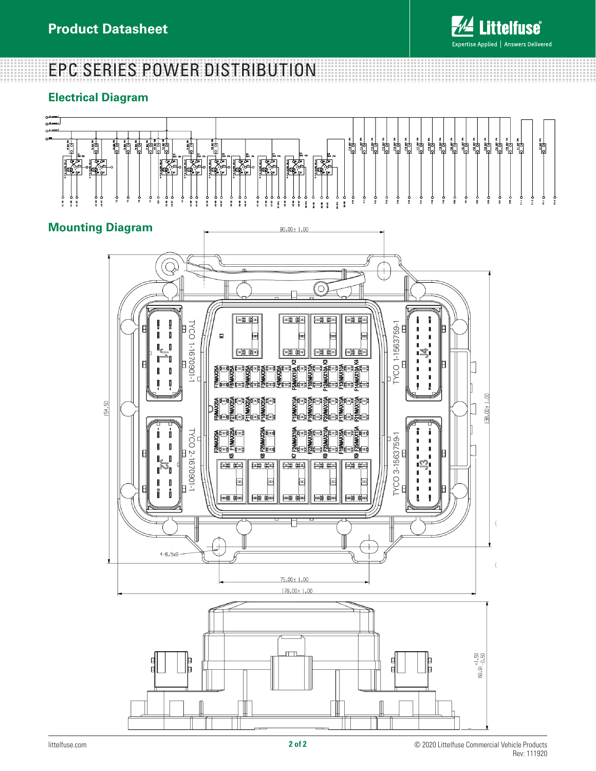# EPC SERIES POWER DISTRIBUTION

## Electrical Diagram

## Mounting Diagram

90.00± 1.00

TYCO 1-1670901-1

TYCO 2-1670901-1

TYCO 1-1563759-1

TYCO 3-1563759-1

J1

J2

J3

J4

K1 K2 K3 K4 K5 K6 K7 K8 K9

F7/MAX25A F8/MAX25A F9/MAX25A F3/MAX20A F4/MAX20A F5/MAX10A F10/MAX10A F12/MAX10A F13/MAX10A F14/MAX10A

F6/MAX20A F27/MAX20A F11/MAX20A F18/MAX20A F15/MAX10A F16/MAX10A F20/MAX10A F17/MAX10A F21/MAX10A

F2/MAX25A F1/MAX25A F26/MAX25A F24/MAX10A F22/MAX10A F23/MAX10A F19/MAX15A F25/MAX15A

154.50

138.00± 1.00

4-6.5x9

75.00± 1.00

179.00± 1.00

$68.91^{+1.50}_{-0.50}$